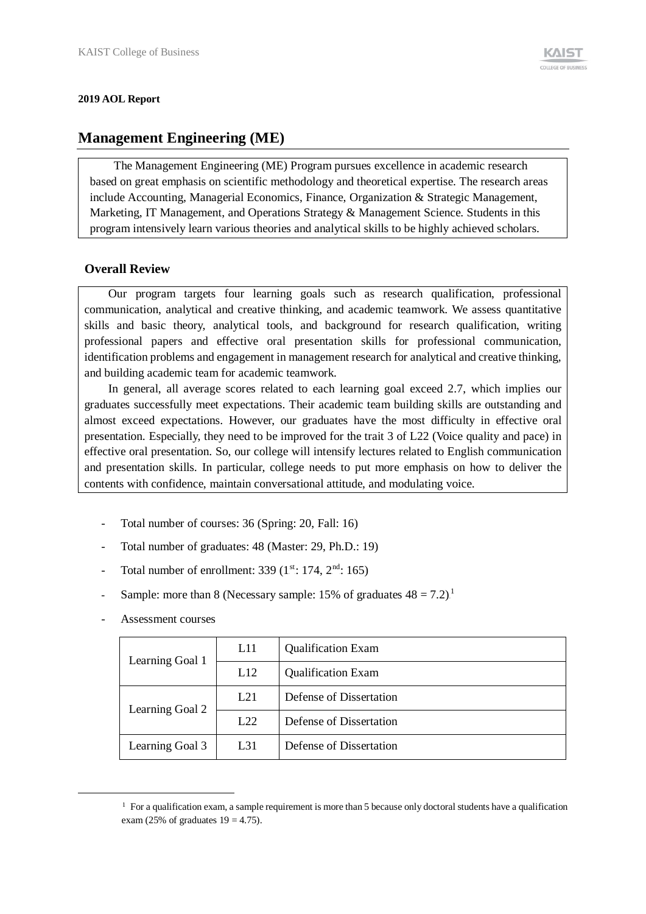**2019 AOL Report**

## Management Engineering (ME)

The Management Engineering (ME) Program pursues excellence in academic research based on great emphasis on scientific methodology and theoretical expertise. The research areas include Accounting, Managerial Economics, Finance, Organization & Strategic Management, Marketing, IT Management, and Operations Strategy & Management Science. Students in this program intensively learn various theories and analytical skills to be highly achieved scholars.

### Overall Review

Our program targets four learning goals such as research qualification, professional communication, analytical and creative thinking, and academic teamwork. We assess quantitative skills and basic theory, analytical tools, and background for research qualification, writing professional papers and effective oral presentation skills for professional communication, identification problems and engagement in management research for analytical and creative thinking, and building academic team for academic teamwork.

In general, all average scores related to each learning goal exceed 2.7, which implies our graduates successfully meet expectations. Their academic team building skills are outstanding and almost exceed expectations. However, our graduates have the most difficulty in effective oral presentation. Especially, they need to be improved for the trait 3 of L22 (Voice quality and pace) in effective oral presentation. So, our college will intensify lectures related to English communication and presentation skills. In particular, college needs to put more emphasis on how to deliver the contents with confidence, maintain conversational attitude, and modulating voice.

- Total number of courses: 36 (Spring: 20, Fall: 16)
- Total number of graduates: 48 (Master: 29, Ph.D.: 19)
- Total number of enrollment: 339 (1st: 174, 2nd: 165)
- Sample: more than 8 (Necessary sample: 15% of graduates 48 = 7.2)[1]
- Assessment courses

| | | |
|---|---|---|
| Learning Goal 1 | L11 | Qualification Exam |
| | L12 | Qualification Exam |
| Learning Goal 2 | L21 | Defense of Dissertation |
| | L22 | Defense of Dissertation |
| Learning Goal 3 | L31 | Defense of Dissertation |

[1] For a qualification exam, a sample requirement is more than 5 because only doctoral students have a qualification exam (25% of graduates 19 = 4.75).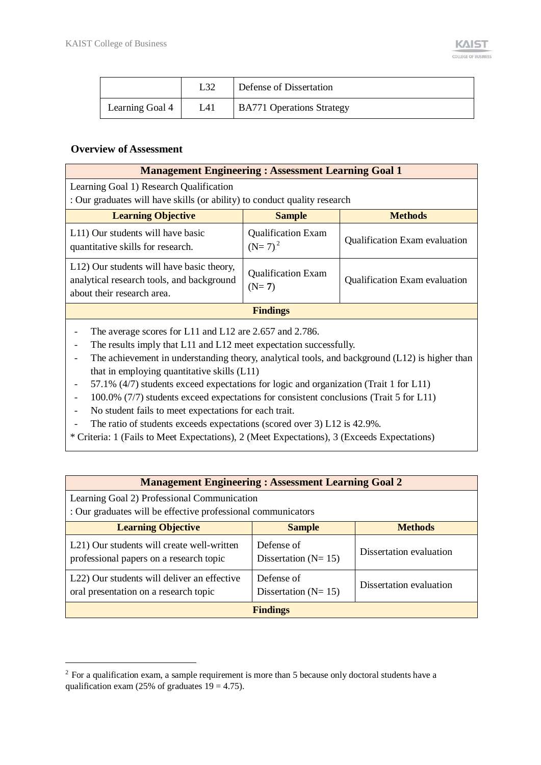| | | |
|---|---|---|
| | L32 | Defense of Dissertation |
| Learning Goal 4 | L41 | BA771 Operations Strategy |

**Overview of Assessment**

| **Management Engineering : Assessment Learning Goal 1** | | |
|---|---|---|
| Learning Goal 1) Research Qualification<br>: Our graduates will have skills (or ability) to conduct quality research | | |
| **Learning Objective** | **Sample** | **Methods** |
| L11) Our students will have basic quantitative skills for research. | Qualification Exam (N= 7)[2] | Qualification Exam evaluation |
| L12) Our students will have basic theory, analytical research tools, and background about their research area. | Qualification Exam (N= **7**) | Qualification Exam evaluation |
| **Findings** | | |

- The average scores for L11 and L12 are 2.657 and 2.786.
- The results imply that L11 and L12 meet expectation successfully.
- The achievement in understanding theory, analytical tools, and background (L12) is higher than that in employing quantitative skills (L11)
- 57.1% (4/7) students exceed expectations for logic and organization (Trait 1 for L11)
- 100.0% (7/7) students exceed expectations for consistent conclusions (Trait 5 for L11)
- No student fails to meet expectations for each trait.
- The ratio of students exceeds expectations (scored over 3) L12 is 42.9%.

\* Criteria: 1 (Fails to Meet Expectations), 2 (Meet Expectations), 3 (Exceeds Expectations)

| **Management Engineering : Assessment Learning Goal 2** | | |
|---|---|---|
| Learning Goal 2) Professional Communication<br>: Our graduates will be effective professional communicators | | |
| **Learning Objective** | **Sample** | **Methods** |
| L21) Our students will create well-written professional papers on a research topic | Defense of Dissertation (N= 15) | Dissertation evaluation |
| L22) Our students will deliver an effective oral presentation on a research topic | Defense of Dissertation (N= 15) | Dissertation evaluation |
| **Findings** | | |

[2] For a qualification exam, a sample requirement is more than 5 because only doctoral students have a qualification exam (25% of graduates 19 = 4.75).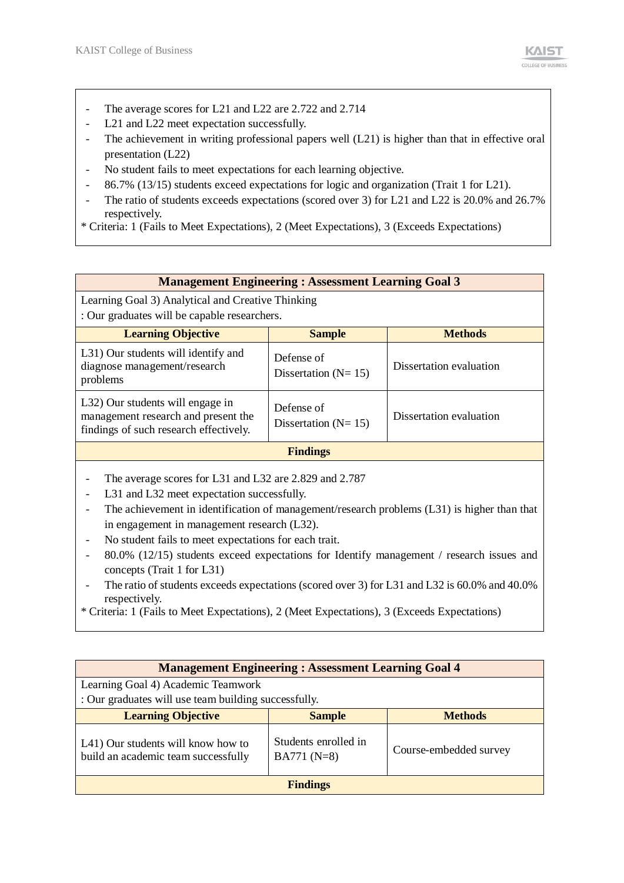- The average scores for L21 and L22 are 2.722 and 2.714
- L21 and L22 meet expectation successfully.
- The achievement in writing professional papers well (L21) is higher than that in effective oral presentation (L22)
- No student fails to meet expectations for each learning objective.
- 86.7% (13/15) students exceed expectations for logic and organization (Trait 1 for L21).
- The ratio of students exceeds expectations (scored over 3) for L21 and L22 is 20.0% and 26.7% respectively.

* Criteria: 1 (Fails to Meet Expectations), 2 (Meet Expectations), 3 (Exceeds Expectations)

| **Management Engineering : Assessment Learning Goal 3** | | |
|---|---|---|
| Learning Goal 3) Analytical and Creative Thinking<br>: Our graduates will be capable researchers. | | |
| **Learning Objective** | **Sample** | **Methods** |
| L31) Our students will identify and diagnose management/research problems | Defense of Dissertation (N= 15) | Dissertation evaluation |
| L32) Our students will engage in management research and present the findings of such research effectively. | Defense of Dissertation (N= 15) | Dissertation evaluation |
| **Findings** | | |

- The average scores for L31 and L32 are 2.829 and 2.787
- L31 and L32 meet expectation successfully.
- The achievement in identification of management/research problems (L31) is higher than that in engagement in management research (L32).
- No student fails to meet expectations for each trait.
- 80.0% (12/15) students exceed expectations for Identify management / research issues and concepts (Trait 1 for L31)
- The ratio of students exceeds expectations (scored over 3) for L31 and L32 is 60.0% and 40.0% respectively.

* Criteria: 1 (Fails to Meet Expectations), 2 (Meet Expectations), 3 (Exceeds Expectations)

| **Management Engineering : Assessment Learning Goal 4** | | |
|---|---|---|
| Learning Goal 4) Academic Teamwork<br>: Our graduates will use team building successfully. | | |
| **Learning Objective** | **Sample** | **Methods** |
| L41) Our students will know how to build an academic team successfully | Students enrolled in BA771 (N=8) | Course-embedded survey |
| **Findings** | | |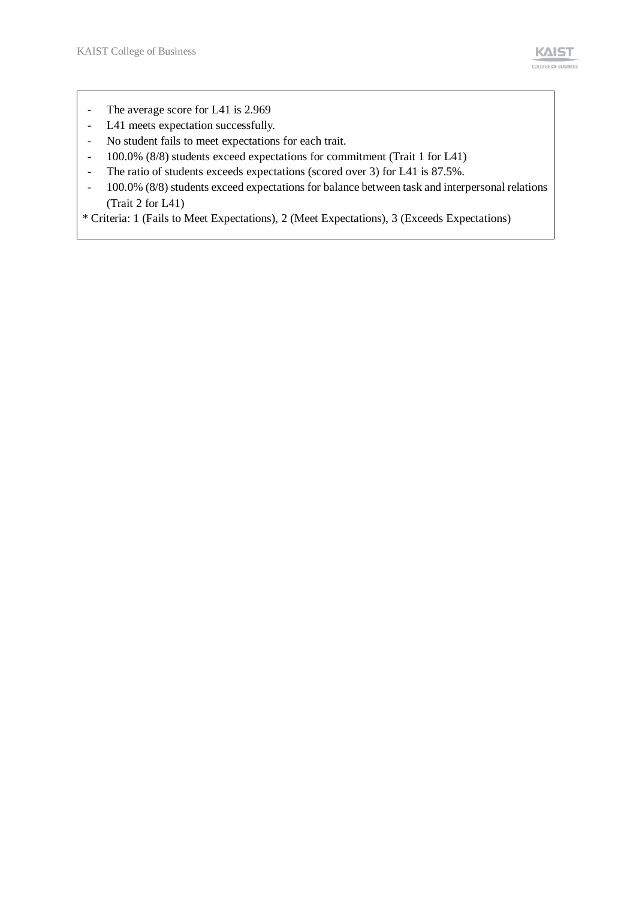- The average score for L41 is 2.969
- L41 meets expectation successfully.
- No student fails to meet expectations for each trait.
- 100.0% (8/8) students exceed expectations for commitment (Trait 1 for L41)
- The ratio of students exceeds expectations (scored over 3) for L41 is 87.5%.
- 100.0% (8/8) students exceed expectations for balance between task and interpersonal relations (Trait 2 for L41)

* Criteria: 1 (Fails to Meet Expectations), 2 (Meet Expectations), 3 (Exceeds Expectations)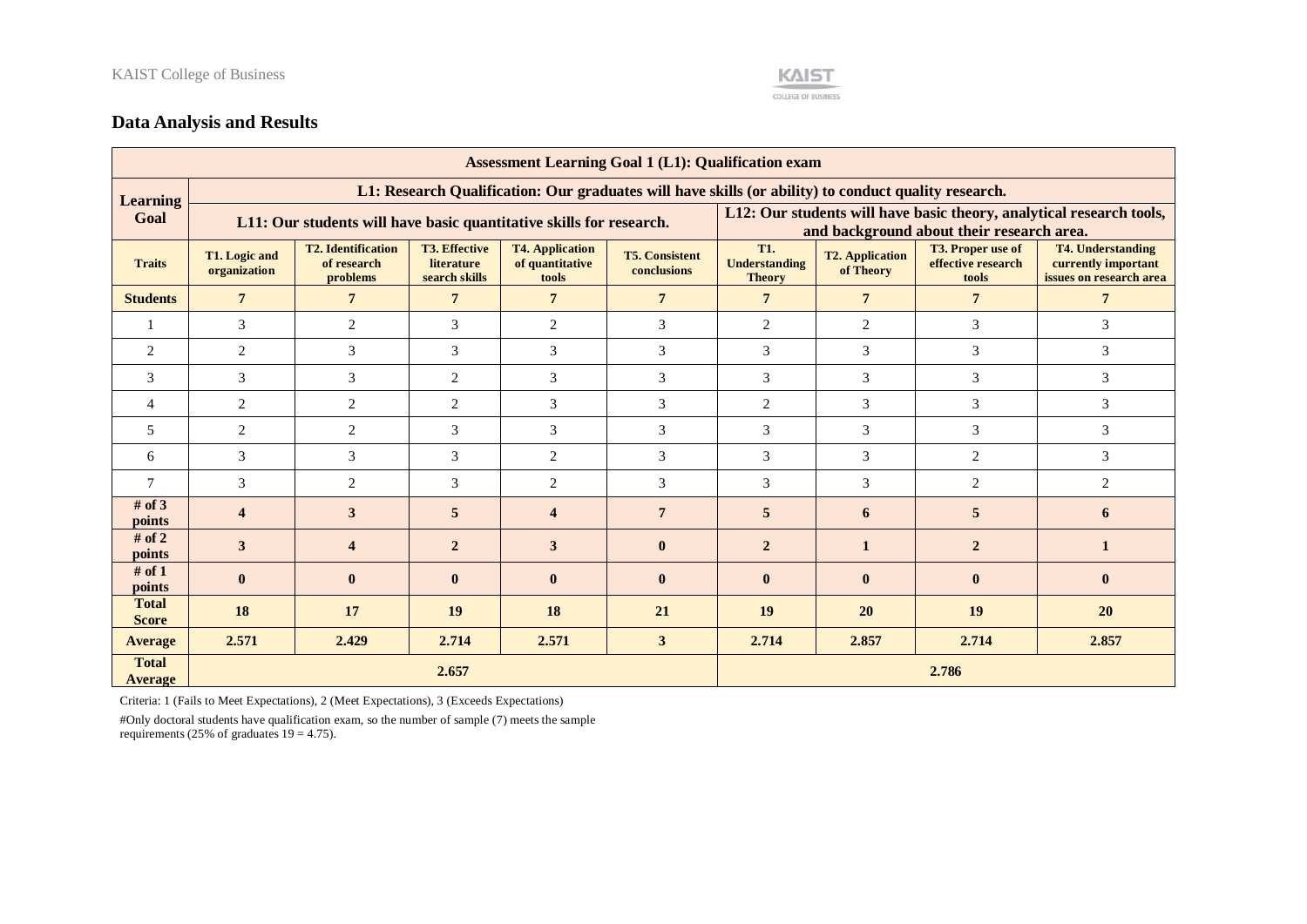## Data Analysis and Results

| Assessment Learning Goal 1 (L1): Qualification exam | | | | | | | | | |
|---|---|---|---|---|---|---|---|---|---|
| Learning Goal | L1: Research Qualification: Our graduates will have skills (or ability) to conduct quality research. | | | | | | | | |
| | L11: Our students will have basic quantitative skills for research. | | | | | L12: Our students will have basic theory, analytical research tools, and background about their research area. | | | |
| Traits | T1. Logic and organization | T2. Identification of research problems | T3. Effective literature search skills | T4. Application of quantitative tools | T5. Consistent conclusions | T1. Understanding Theory | T2. Application of Theory | T3. Proper use of effective research tools | T4. Understanding currently important issues on research area |
| **Students** | **7** | **7** | **7** | **7** | **7** | **7** | **7** | **7** | **7** |
| 1 | 3 | 2 | 3 | 2 | 3 | 2 | 2 | 3 | 3 |
| 2 | 2 | 3 | 3 | 3 | 3 | 3 | 3 | 3 | 3 |
| 3 | 3 | 3 | 2 | 3 | 3 | 3 | 3 | 3 | 3 |
| 4 | 2 | 2 | 2 | 3 | 3 | 2 | 3 | 3 | 3 |
| 5 | 2 | 2 | 3 | 3 | 3 | 3 | 3 | 3 | 3 |
| 6 | 3 | 3 | 3 | 2 | 3 | 3 | 3 | 2 | 3 |
| 7 | 3 | 2 | 3 | 2 | 3 | 3 | 3 | 2 | 2 |
| **# of 3 points** | **4** | **3** | **5** | **4** | **7** | **5** | **6** | **5** | **6** |
| **# of 2 points** | **3** | **4** | **2** | **3** | **0** | **2** | **1** | **2** | **1** |
| **# of 1 points** | **0** | **0** | **0** | **0** | **0** | **0** | **0** | **0** | **0** |
| **Total Score** | **18** | **17** | **19** | **18** | **21** | **19** | **20** | **19** | **20** |
| **Average** | **2.571** | **2.429** | **2.714** | **2.571** | **3** | **2.714** | **2.857** | **2.714** | **2.857** |
| **Total Average** | **2.657** | | | | | **2.786** | | | |

Criteria: 1 (Fails to Meet Expectations), 2 (Meet Expectations), 3 (Exceeds Expectations)

#Only doctoral students have qualification exam, so the number of sample (7) meets the sample requirements (25% of graduates 19 = 4.75).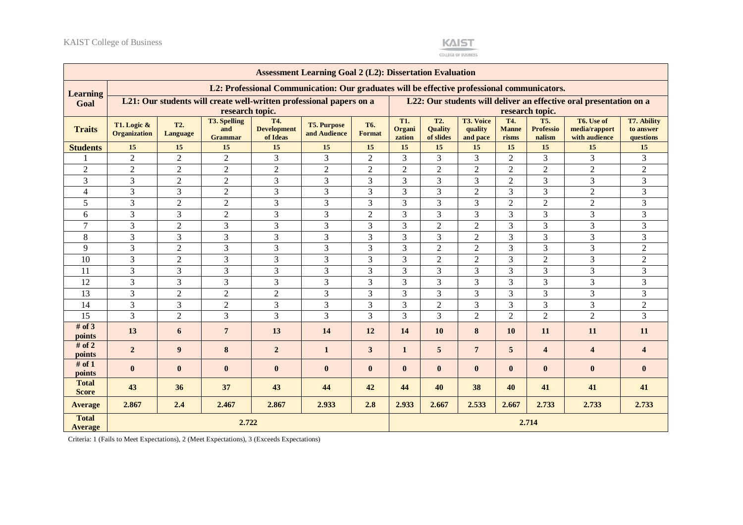| Assessment Learning Goal 2 (L2): Dissertation Evaluation | | | | | | | | | | | | | |
|---|---|---|---|---|---|---|---|---|---|---|---|---|---|
| **Learning Goal** | **L2: Professional Communication: Our graduates will be effective professional communicators.** | | | | | | | | | | | | |
| | **L21: Our students will create well-written professional papers on a research topic.** | | | | | | **L22: Our students will deliver an effective oral presentation on a research topic.** | | | | | | |
| **Traits** | **T1. Logic & Organization** | **T2. Language** | **T3. Spelling and Grammar** | **T4. Development of Ideas** | **T5. Purpose and Audience** | **T6. Format** | **T1. Organization** | **T2. Quality of slides** | **T3. Voice quality and pace** | **T4. Mannerisms** | **T5. Professionalism** | **T6. Use of media/rapport with audience** | **T7. Ability to answer questions** |
| **Students** | **15** | **15** | **15** | **15** | **15** | **15** | **15** | **15** | **15** | **15** | **15** | **15** | **15** |
| 1 | 2 | 2 | 2 | 3 | 3 | 2 | 3 | 3 | 3 | 2 | 3 | 3 | 3 |
| 2 | 2 | 2 | 2 | 2 | 2 | 2 | 2 | 2 | 2 | 2 | 2 | 2 | 2 |
| 3 | 3 | 2 | 2 | 3 | 3 | 3 | 3 | 3 | 3 | 2 | 3 | 3 | 3 |
| 4 | 3 | 3 | 2 | 3 | 3 | 3 | 3 | 3 | 2 | 3 | 3 | 2 | 3 |
| 5 | 3 | 2 | 2 | 3 | 3 | 3 | 3 | 3 | 3 | 2 | 2 | 2 | 3 |
| 6 | 3 | 3 | 2 | 3 | 3 | 2 | 3 | 3 | 3 | 3 | 3 | 3 | 3 |
| 7 | 3 | 2 | 3 | 3 | 3 | 3 | 3 | 2 | 2 | 3 | 3 | 3 | 3 |
| 8 | 3 | 3 | 3 | 3 | 3 | 3 | 3 | 3 | 2 | 3 | 3 | 3 | 3 |
| 9 | 3 | 2 | 3 | 3 | 3 | 3 | 3 | 2 | 2 | 3 | 3 | 3 | 2 |
| 10 | 3 | 2 | 3 | 3 | 3 | 3 | 3 | 2 | 2 | 3 | 2 | 3 | 2 |
| 11 | 3 | 3 | 3 | 3 | 3 | 3 | 3 | 3 | 3 | 3 | 3 | 3 | 3 |
| 12 | 3 | 3 | 3 | 3 | 3 | 3 | 3 | 3 | 3 | 3 | 3 | 3 | 3 |
| 13 | 3 | 2 | 2 | 2 | 3 | 3 | 3 | 3 | 3 | 3 | 3 | 3 | 3 |
| 14 | 3 | 3 | 2 | 3 | 3 | 3 | 3 | 2 | 3 | 3 | 3 | 3 | 2 |
| 15 | 3 | 2 | 3 | 3 | 3 | 3 | 3 | 3 | 2 | 2 | 2 | 2 | 3 |
| **# of 3 points** | **13** | **6** | **7** | **13** | **14** | **12** | **14** | **10** | **8** | **10** | **11** | **11** | **11** |
| **# of 2 points** | **2** | **9** | **8** | **2** | **1** | **3** | **1** | **5** | **7** | **5** | **4** | **4** | **4** |
| **# of 1 points** | **0** | **0** | **0** | **0** | **0** | **0** | **0** | **0** | **0** | **0** | **0** | **0** | **0** |
| **Total Score** | **43** | **36** | **37** | **43** | **44** | **42** | **44** | **40** | **38** | **40** | **41** | **41** | **41** |
| **Average** | **2.867** | **2.4** | **2.467** | **2.867** | **2.933** | **2.8** | **2.933** | **2.667** | **2.533** | **2.667** | **2.733** | **2.733** | **2.733** |
| **Total Average** | **2.722** | | | | | | **2.714** | | | | | | |

Criteria: 1 (Fails to Meet Expectations), 2 (Meet Expectations), 3 (Exceeds Expectations)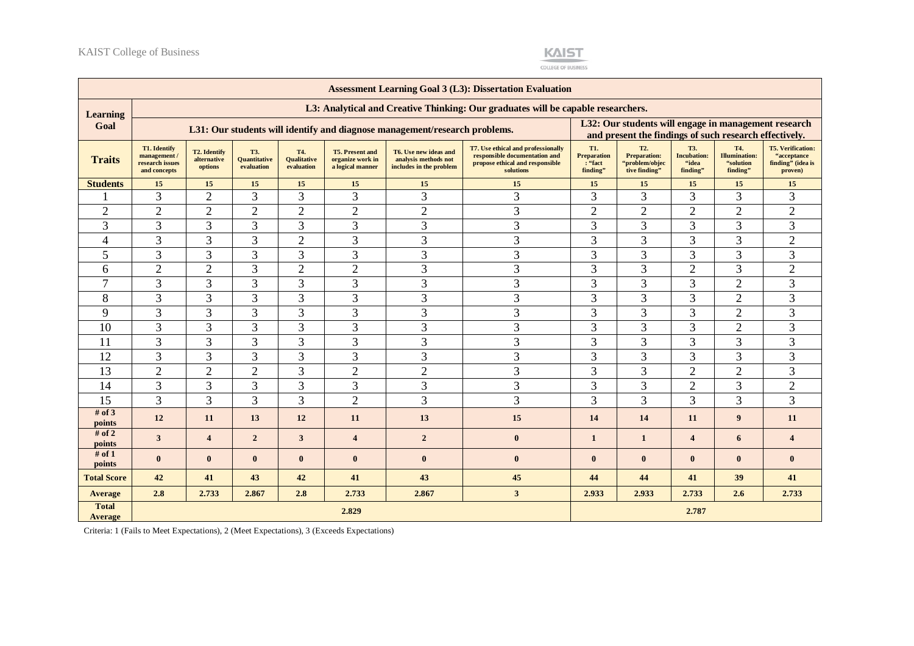| Assessment Learning Goal 3 (L3): Dissertation Evaluation | | | | | | | | | | | | |
|---|---|---|---|---|---|---|---|---|---|---|---|---|
| Learning Goal | L3: Analytical and Creative Thinking: Our graduates will be capable researchers. | | | | | | | | | | | |
| | L31: Our students will identify and diagnose management/research problems. | | | | | | | L32: Our students will engage in management research and present the findings of such research effectively. | | | | |
| Traits | T1. Identify management / research issues and concepts | T2. Identify alternative options | T3. Quantitative evaluation | T4. Qualitative evaluation | T5. Present and organize work in a logical manner | T6. Use new ideas and analysis methods not includes in the problem | T7. Use ethical and professionally responsible documentation and propose ethical and responsible solutions | T1. Preparation : "fact finding" | T2. Preparation: "problem/objective finding" | T3. Incubation: "idea finding" | T4. Illumination: "solution finding" | T5. Verification: "acceptance finding" (idea is proven) |
| Students | 15 | 15 | 15 | 15 | 15 | 15 | 15 | 15 | 15 | 15 | 15 | 15 |
| 1 | 3 | 2 | 3 | 3 | 3 | 3 | 3 | 3 | 3 | 3 | 3 | 3 |
| 2 | 2 | 2 | 2 | 2 | 2 | 2 | 3 | 2 | 2 | 2 | 2 | 2 |
| 3 | 3 | 3 | 3 | 3 | 3 | 3 | 3 | 3 | 3 | 3 | 3 | 3 |
| 4 | 3 | 3 | 3 | 2 | 3 | 3 | 3 | 3 | 3 | 3 | 3 | 2 |
| 5 | 3 | 3 | 3 | 3 | 3 | 3 | 3 | 3 | 3 | 3 | 3 | 3 |
| 6 | 2 | 2 | 3 | 2 | 2 | 3 | 3 | 3 | 3 | 2 | 3 | 2 |
| 7 | 3 | 3 | 3 | 3 | 3 | 3 | 3 | 3 | 3 | 3 | 2 | 3 |
| 8 | 3 | 3 | 3 | 3 | 3 | 3 | 3 | 3 | 3 | 3 | 2 | 3 |
| 9 | 3 | 3 | 3 | 3 | 3 | 3 | 3 | 3 | 3 | 3 | 2 | 3 |
| 10 | 3 | 3 | 3 | 3 | 3 | 3 | 3 | 3 | 3 | 3 | 2 | 3 |
| 11 | 3 | 3 | 3 | 3 | 3 | 3 | 3 | 3 | 3 | 3 | 3 | 3 |
| 12 | 3 | 3 | 3 | 3 | 3 | 3 | 3 | 3 | 3 | 3 | 3 | 3 |
| 13 | 2 | 2 | 2 | 3 | 2 | 2 | 3 | 3 | 3 | 2 | 2 | 3 |
| 14 | 3 | 3 | 3 | 3 | 3 | 3 | 3 | 3 | 3 | 2 | 3 | 2 |
| 15 | 3 | 3 | 3 | 3 | 2 | 3 | 3 | 3 | 3 | 3 | 3 | 3 |
| # of 3 points | 12 | 11 | 13 | 12 | 11 | 13 | 15 | 14 | 14 | 11 | 9 | 11 |
| # of 2 points | 3 | 4 | 2 | 3 | 4 | 2 | 0 | 1 | 1 | 4 | 6 | 4 |
| # of 1 points | 0 | 0 | 0 | 0 | 0 | 0 | 0 | 0 | 0 | 0 | 0 | 0 |
| Total Score | 42 | 41 | 43 | 42 | 41 | 43 | 45 | 44 | 44 | 41 | 39 | 41 |
| Average | 2.8 | 2.733 | 2.867 | 2.8 | 2.733 | 2.867 | 3 | 2.933 | 2.933 | 2.733 | 2.6 | 2.733 |
| Total Average | 2.829 | | | | | | | 2.787 | | | | |

Criteria: 1 (Fails to Meet Expectations), 2 (Meet Expectations), 3 (Exceeds Expectations)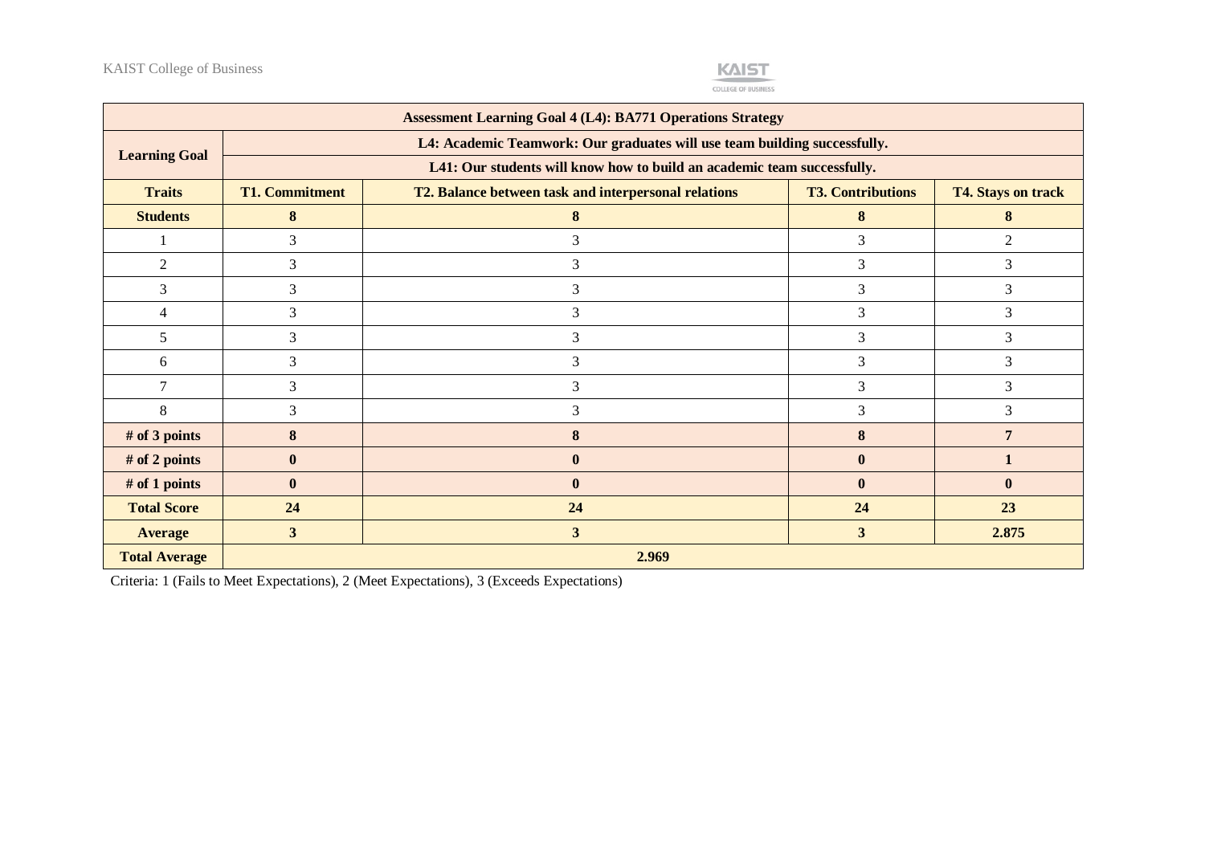| Assessment Learning Goal 4 (L4): BA771 Operations Strategy | | | | |
|---|---|---|---|---|
| **Learning Goal** | **L4: Academic Teamwork: Our graduates will use team building successfully.** | | | |
| | **L41: Our students will know how to build an academic team successfully.** | | | |
| **Traits** | **T1. Commitment** | **T2. Balance between task and interpersonal relations** | **T3. Contributions** | **T4. Stays on track** |
| **Students** | **8** | **8** | **8** | **8** |
| 1 | 3 | 3 | 3 | 2 |
| 2 | 3 | 3 | 3 | 3 |
| 3 | 3 | 3 | 3 | 3 |
| 4 | 3 | 3 | 3 | 3 |
| 5 | 3 | 3 | 3 | 3 |
| 6 | 3 | 3 | 3 | 3 |
| 7 | 3 | 3 | 3 | 3 |
| 8 | 3 | 3 | 3 | 3 |
| **# of 3 points** | **8** | **8** | **8** | **7** |
| **# of 2 points** | **0** | **0** | **0** | **1** |
| **# of 1 points** | **0** | **0** | **0** | **0** |
| **Total Score** | **24** | **24** | **24** | **23** |
| **Average** | **3** | **3** | **3** | **2.875** |
| **Total Average** | **2.969** | | | |

Criteria: 1 (Fails to Meet Expectations), 2 (Meet Expectations), 3 (Exceeds Expectations)